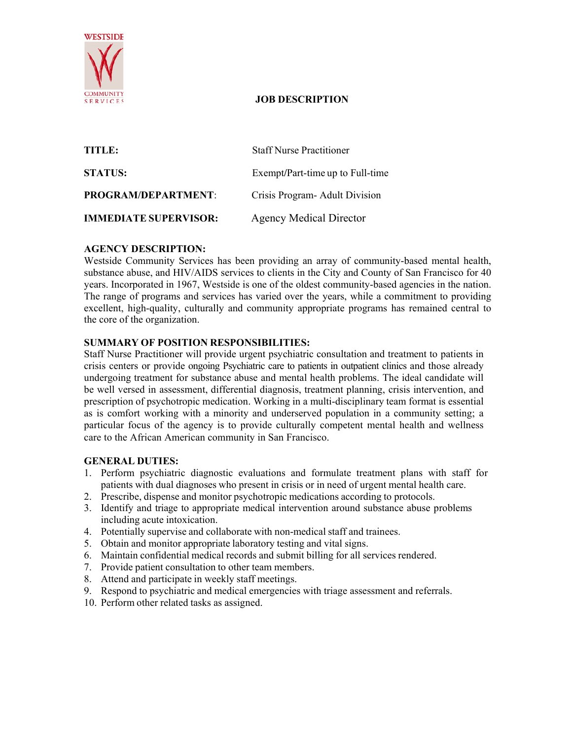WESTSIDE COMMUNITY SERVICES

# JOB DESCRIPTION

| | |
|---|---|
| **TITLE:** | Staff Nurse Practitioner |
| **STATUS:** | Exempt/Part-time up to Full-time |
| **PROGRAM/DEPARTMENT**: | Crisis Program- Adult Division |
| **IMMEDIATE SUPERVISOR:** | Agency Medical Director |

**AGENCY DESCRIPTION:**
Westside Community Services has been providing an array of community-based mental health, substance abuse, and HIV/AIDS services to clients in the City and County of San Francisco for 40 years. Incorporated in 1967, Westside is one of the oldest community-based agencies in the nation. The range of programs and services has varied over the years, while a commitment to providing excellent, high-quality, culturally and community appropriate programs has remained central to the core of the organization.

**SUMMARY OF POSITION RESPONSIBILITIES:**
Staff Nurse Practitioner will provide urgent psychiatric consultation and treatment to patients in crisis centers or provide ongoing Psychiatric care to patients in outpatient clinics and those already undergoing treatment for substance abuse and mental health problems. The ideal candidate will be well versed in assessment, differential diagnosis, treatment planning, crisis intervention, and prescription of psychotropic medication. Working in a multi-disciplinary team format is essential as is comfort working with a minority and underserved population in a community setting; a particular focus of the agency is to provide culturally competent mental health and wellness care to the African American community in San Francisco.

**GENERAL DUTIES:**

1. Perform psychiatric diagnostic evaluations and formulate treatment plans with staff for patients with dual diagnoses who present in crisis or in need of urgent mental health care.
2. Prescribe, dispense and monitor psychotropic medications according to protocols.
3. Identify and triage to appropriate medical intervention around substance abuse problems including acute intoxication.
4. Potentially supervise and collaborate with non-medical staff and trainees.
5. Obtain and monitor appropriate laboratory testing and vital signs.
6. Maintain confidential medical records and submit billing for all services rendered.
7. Provide patient consultation to other team members.
8. Attend and participate in weekly staff meetings.
9. Respond to psychiatric and medical emergencies with triage assessment and referrals.
10. Perform other related tasks as assigned.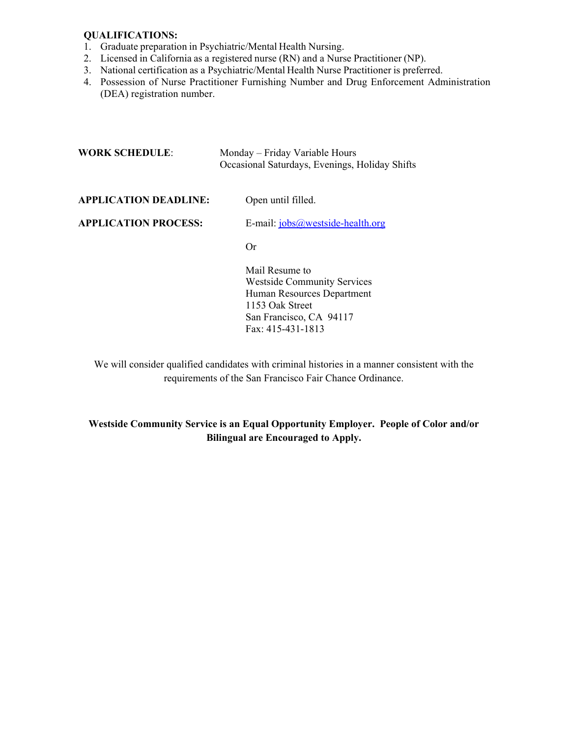**QUALIFICATIONS:**

1. Graduate preparation in Psychiatric/Mental Health Nursing.
2. Licensed in California as a registered nurse (RN) and a Nurse Practitioner (NP).
3. National certification as a Psychiatric/Mental Health Nurse Practitioner is preferred.
4. Possession of Nurse Practitioner Furnishing Number and Drug Enforcement Administration (DEA) registration number.

**WORK SCHEDULE**: Monday – Friday Variable Hours
Occasional Saturdays, Evenings, Holiday Shifts

**APPLICATION DEADLINE:** Open until filled.

**APPLICATION PROCESS:** E-mail: jobs@westside-health.org

Or

Mail Resume to
Westside Community Services
Human Resources Department
1153 Oak Street
San Francisco, CA 94117
Fax: 415-431-1813

We will consider qualified candidates with criminal histories in a manner consistent with the requirements of the San Francisco Fair Chance Ordinance.

**Westside Community Service is an Equal Opportunity Employer. People of Color and/or Bilingual are Encouraged to Apply.**